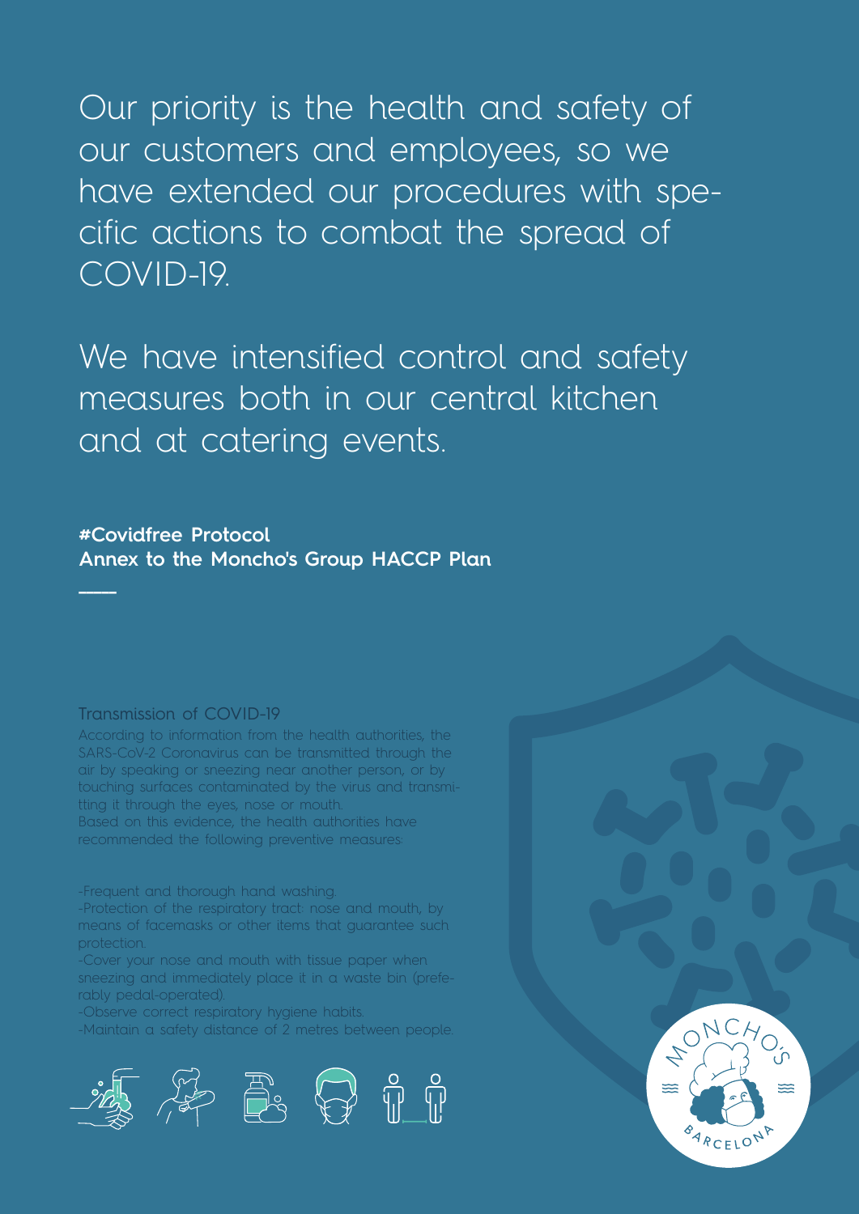Our priority is the health and safety of our customers and employees, so we have extended our procedures with specific actions to combat the spread of COVID-19.

We have intensified control and safety measures both in our central kitchen and at catering events.

**#Covidfree Protocol**
**Annex to the Moncho's Group HACCP Plan**

### Transmission of COVID-19

According to information from the health authorities, the SARS-CoV-2 Coronavirus can be transmitted through the air by speaking or sneezing near another person, or by touching surfaces contaminated by the virus and transmitting it through the eyes, nose or mouth.
Based on this evidence, the health authorities have recommended the following preventive measures:

- Frequent and thorough hand washing.
- Protection of the respiratory tract: nose and mouth, by means of facemasks or other items that guarantee such protection.
- Cover your nose and mouth with tissue paper when sneezing and immediately place it in a waste bin (preferably pedal-operated).
- Observe correct respiratory hygiene habits.
- Maintain a safety distance of 2 metres between people.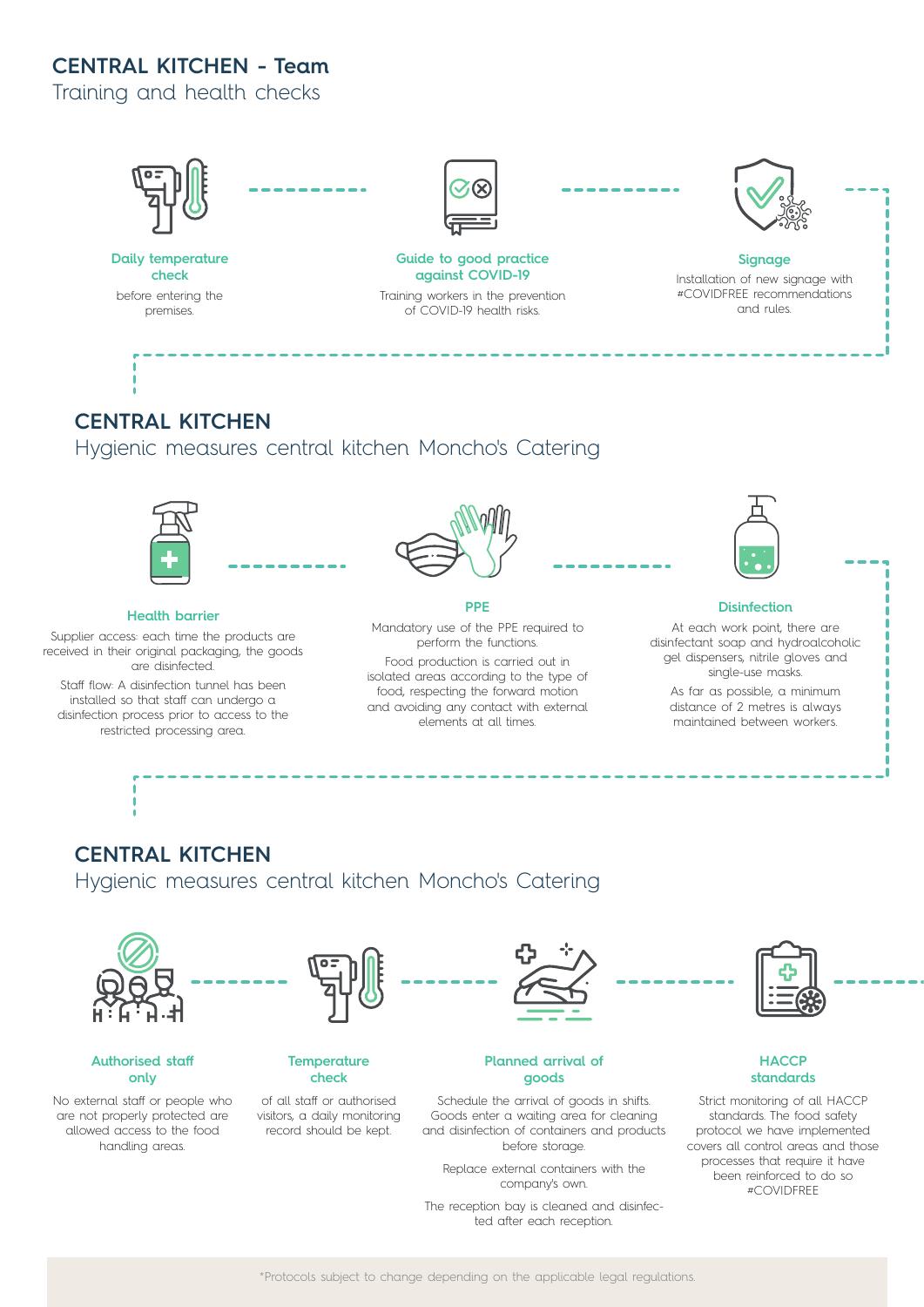## CENTRAL KITCHEN - Team

Training and health checks

### Daily temperature check

before entering the premises.

### Guide to good practice against COVID-19

Training workers in the prevention of COVID-19 health risks.

### Signage

Installation of new signage with #COVIDFREE recommendations and rules.

## CENTRAL KITCHEN

Hygienic measures central kitchen Moncho's Catering

### Health barrier

Supplier access: each time the products are received in their original packaging, the goods are disinfected.

Staff flow: A disinfection tunnel has been installed so that staff can undergo a disinfection process prior to access to the restricted processing area.

### PPE

Mandatory use of the PPE required to perform the functions.

Food production is carried out in isolated areas according to the type of food, respecting the forward motion and avoiding any contact with external elements at all times.

### Disinfection

At each work point, there are disinfectant soap and hydroalcoholic gel dispensers, nitrile gloves and single-use masks.

As far as possible, a minimum distance of 2 metres is always maintained between workers.

## CENTRAL KITCHEN

Hygienic measures central kitchen Moncho's Catering

### Authorised staff only

No external staff or people who are not properly protected are allowed access to the food handling areas.

### Temperature check

of all staff or authorised visitors, a daily monitoring record should be kept.

### Planned arrival of goods

Schedule the arrival of goods in shifts. Goods enter a waiting area for cleaning and disinfection of containers and products before storage.

Replace external containers with the company's own.

The reception bay is cleaned and disinfected after each reception.

### HACCP standards

Strict monitoring of all HACCP standards. The food safety protocol we have implemented covers all control areas and those processes that require it have been reinforced to do so #COVIDFREE

*Protocols subject to change depending on the applicable legal regulations.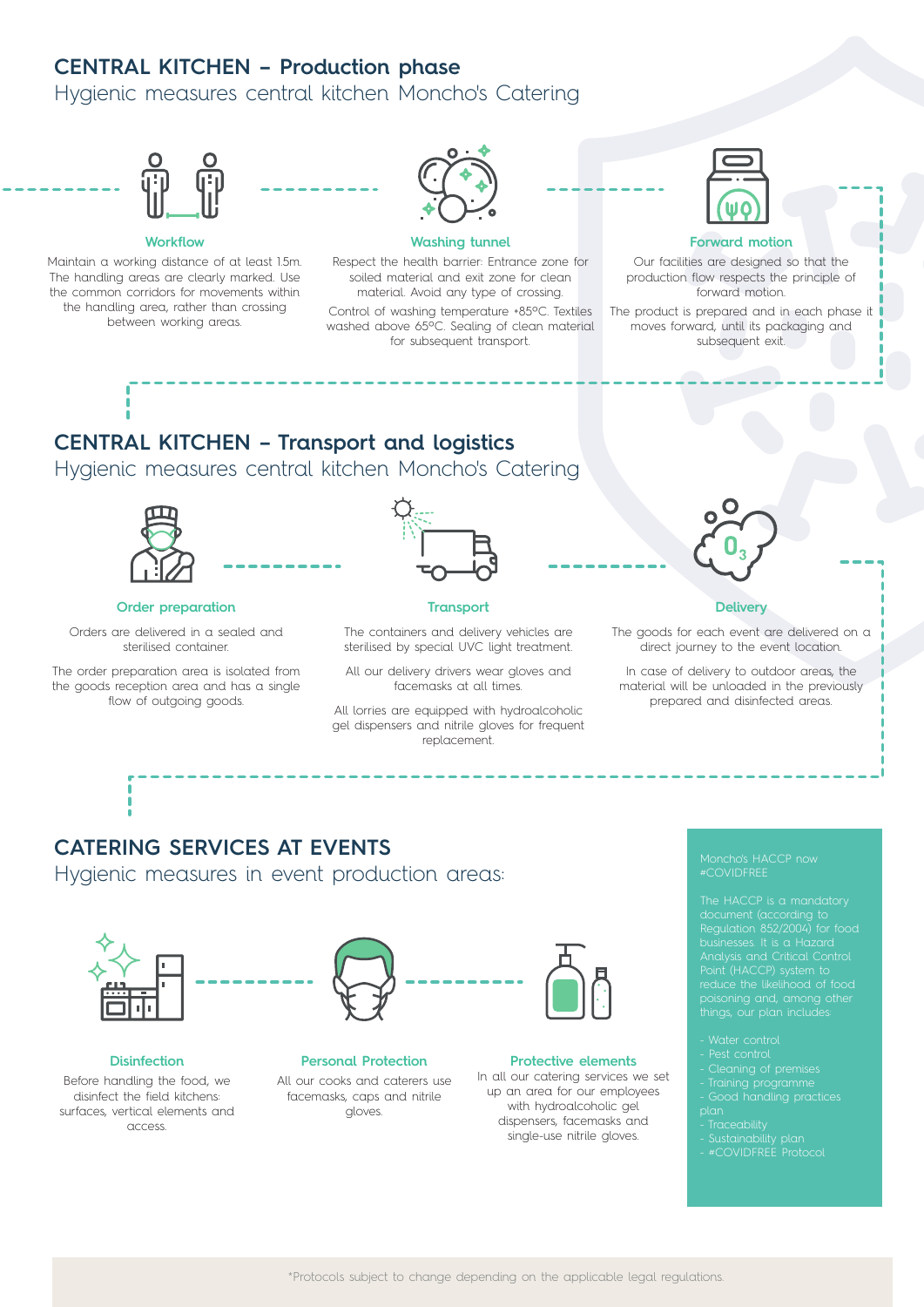## CENTRAL KITCHEN – Production phase

Hygienic measures central kitchen Moncho's Catering

### Workflow

Maintain a working distance of at least 1.5m. The handling areas are clearly marked. Use the common corridors for movements within the handling area, rather than crossing between working areas.

### Washing tunnel

Respect the health barrier: Entrance zone for soiled material and exit zone for clean material. Avoid any type of crossing.

Control of washing temperature +85ºC. Textiles washed above 65ºC. Sealing of clean material for subsequent transport.

### Forward motion

Our facilities are designed so that the production flow respects the principle of forward motion.

The product is prepared and in each phase it moves forward, until its packaging and subsequent exit.

## CENTRAL KITCHEN – Transport and logistics

Hygienic measures central kitchen Moncho's Catering

### Order preparation

Orders are delivered in a sealed and sterilised container.

The order preparation area is isolated from the goods reception area and has a single flow of outgoing goods.

### Transport

The containers and delivery vehicles are sterilised by special UVC light treatment.

All our delivery drivers wear gloves and facemasks at all times.

All lorries are equipped with hydroalcoholic gel dispensers and nitrile gloves for frequent replacement.

### Delivery

The goods for each event are delivered on a direct journey to the event location.

In case of delivery to outdoor areas, the material will be unloaded in the previously prepared and disinfected areas.

## CATERING SERVICES AT EVENTS

Hygienic measures in event production areas:

### Disinfection

Before handling the food, we disinfect the field kitchens: surfaces, vertical elements and access.

### Personal Protection

All our cooks and caterers use facemasks, caps and nitrile gloves.

### Protective elements

In all our catering services we set up an area for our employees with hydroalcoholic gel dispensers, facemasks and single-use nitrile gloves.

Moncho's HACCP now #COVIDFREE

The HACCP is a mandatory document (according to Regulation 852/2004) for food businesses. It is a Hazard Analysis and Critical Control Point (HACCP) system to reduce the likelihood of food poisoning and, among other things, our plan includes:

- Water control
- Pest control
- Cleaning of premises
- Training programme
- Good handling practices plan
- Traceability
- Sustainability plan
- #COVIDFREE Protocol

*Protocols subject to change depending on the applicable legal regulations.